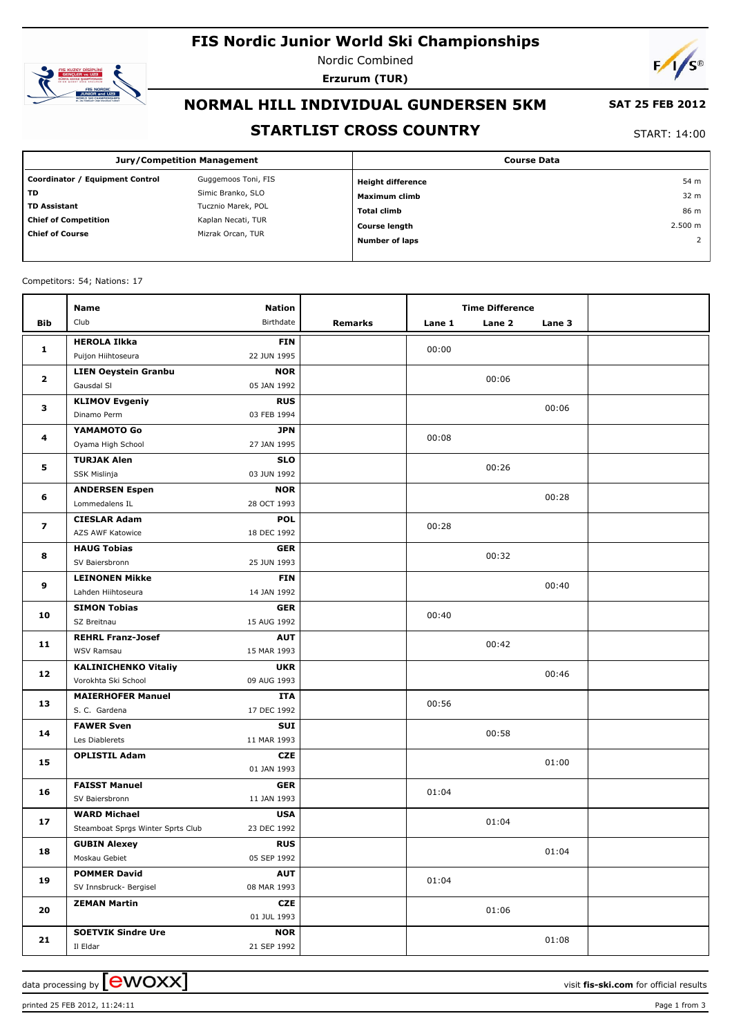# FIS Nordic Junior World Ski Championships

Nordic Combined

**Erzurum (TUR)**

## NORMAL HILL INDIVIDUAL GUNDERSEN 5KM

**SAT 25 FEB 2012**

## STARTLIST CROSS COUNTRY

START: 14:00

| Jury/Competition Management | | Course Data | |
|---|---|---|---|
| **Coordinator / Equipment Control** | Guggemoos Toni, FIS | **Height difference** | 54 m |
| **TD** | Simic Branko, SLO | **Maximum climb** | 32 m |
| **TD Assistant** | Tucznio Marek, POL | **Total climb** | 86 m |
| **Chief of Competition** | Kaplan Necati, TUR | **Course length** | 2.500 m |
| **Chief of Course** | Mizrak Orcan, TUR | **Number of laps** | 2 |

Competitors: 54; Nations: 17

| Bib | Name / Club | Nation / Birthdate | Remarks | Lane 1 | Lane 2 | Lane 3 | |
|---|---|---|---|---|---|---|---|
| **1** | **HEROLA Ilkka**<br>Puijon Hiihtoseura | **FIN**<br>22 JUN 1995 | | 00:00 | | | |
| **2** | **LIEN Oeystein Granbu**<br>Gausdal Sl | **NOR**<br>05 JAN 1992 | | | 00:06 | | |
| **3** | **KLIMOV Evgeniy**<br>Dinamo Perm | **RUS**<br>03 FEB 1994 | | | | 00:06 | |
| **4** | **YAMAMOTO Go**<br>Oyama High School | **JPN**<br>27 JAN 1995 | | 00:08 | | | |
| **5** | **TURJAK Alen**<br>SSK Mislinja | **SLO**<br>03 JUN 1992 | | | 00:26 | | |
| **6** | **ANDERSEN Espen**<br>Lommedalens IL | **NOR**<br>28 OCT 1993 | | | | 00:28 | |
| **7** | **CIESLAR Adam**<br>AZS AWF Katowice | **POL**<br>18 DEC 1992 | | 00:28 | | | |
| **8** | **HAUG Tobias**<br>SV Baiersbronn | **GER**<br>25 JUN 1993 | | | 00:32 | | |
| **9** | **LEINONEN Mikke**<br>Lahden Hiihtoseura | **FIN**<br>14 JAN 1992 | | | | 00:40 | |
| **10** | **SIMON Tobias**<br>SZ Breitnau | **GER**<br>15 AUG 1992 | | 00:40 | | | |
| **11** | **REHRL Franz-Josef**<br>WSV Ramsau | **AUT**<br>15 MAR 1993 | | | 00:42 | | |
| **12** | **KALINICHENKO Vitaliy**<br>Vorokhta Ski School | **UKR**<br>09 AUG 1993 | | | | 00:46 | |
| **13** | **MAIERHOFER Manuel**<br>S. C. Gardena | **ITA**<br>17 DEC 1992 | | 00:56 | | | |
| **14** | **FAWER Sven**<br>Les Diablerets | **SUI**<br>11 MAR 1993 | | | 00:58 | | |
| **15** | **OPLISTIL Adam** | **CZE**<br>01 JAN 1993 | | | | 01:00 | |
| **16** | **FAISST Manuel**<br>SV Baiersbronn | **GER**<br>11 JAN 1993 | | 01:04 | | | |
| **17** | **WARD Michael**<br>Steamboat Sprgs Winter Sprts Club | **USA**<br>23 DEC 1992 | | | 01:04 | | |
| **18** | **GUBIN Alexey**<br>Moskau Gebiet | **RUS**<br>05 SEP 1992 | | | | 01:04 | |
| **19** | **POMMER David**<br>SV Innsbruck- Bergisel | **AUT**<br>08 MAR 1993 | | 01:04 | | | |
| **20** | **ZEMAN Martin** | **CZE**<br>01 JUL 1993 | | | 01:06 | | |
| **21** | **SOETVIK Sindre Ure**<br>Il Eldar | **NOR**<br>21 SEP 1992 | | | | 01:08 | |

data processing by ewoxx — visit **fis-ski.com** for official results

printed 25 FEB 2012, 11:24:11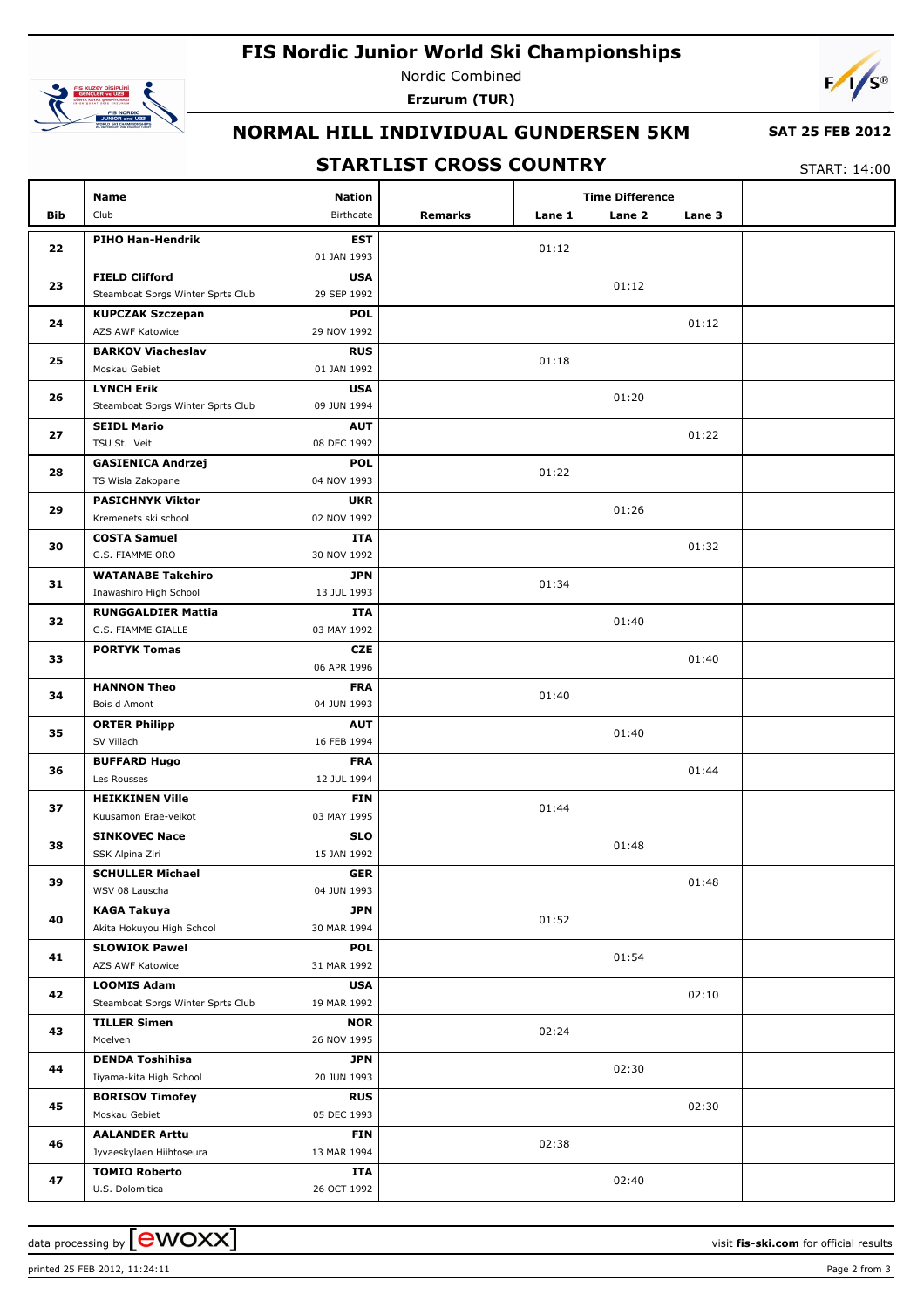# FIS Nordic Junior World Ski Championships

Nordic Combined

**Erzurum (TUR)**

## NORMAL HILL INDIVIDUAL GUNDERSEN 5KM

**SAT 25 FEB 2012**

## STARTLIST CROSS COUNTRY

START: 14:00

| Bib | Name / Club | Nation / Birthdate | Remarks | Lane 1 | Lane 2 | Lane 3 | |
|---|---|---|---|---|---|---|---|
| 22 | **PIHO Han-Hendrik** | **EST** 01 JAN 1993 | | 01:12 | | | |
| 23 | **FIELD Clifford** Steamboat Sprgs Winter Sprts Club | **USA** 29 SEP 1992 | | | 01:12 | | |
| 24 | **KUPCZAK Szczepan** AZS AWF Katowice | **POL** 29 NOV 1992 | | | | 01:12 | |
| 25 | **BARKOV Viacheslav** Moskau Gebiet | **RUS** 01 JAN 1992 | | 01:18 | | | |
| 26 | **LYNCH Erik** Steamboat Sprgs Winter Sprts Club | **USA** 09 JUN 1994 | | | 01:20 | | |
| 27 | **SEIDL Mario** TSU St. Veit | **AUT** 08 DEC 1992 | | | | 01:22 | |
| 28 | **GASIENICA Andrzej** TS Wisla Zakopane | **POL** 04 NOV 1993 | | 01:22 | | | |
| 29 | **PASICHNYK Viktor** Kremenets ski school | **UKR** 02 NOV 1992 | | | 01:26 | | |
| 30 | **COSTA Samuel** G.S. FIAMME ORO | **ITA** 30 NOV 1992 | | | | 01:32 | |
| 31 | **WATANABE Takehiro** Inawashiro High School | **JPN** 13 JUL 1993 | | 01:34 | | | |
| 32 | **RUNGGALDIER Mattia** G.S. FIAMME GIALLE | **ITA** 03 MAY 1992 | | | 01:40 | | |
| 33 | **PORTYK Tomas** | **CZE** 06 APR 1996 | | | | 01:40 | |
| 34 | **HANNON Theo** Bois d Amont | **FRA** 04 JUN 1993 | | 01:40 | | | |
| 35 | **ORTER Philipp** SV Villach | **AUT** 16 FEB 1994 | | | 01:40 | | |
| 36 | **BUFFARD Hugo** Les Rousses | **FRA** 12 JUL 1994 | | | | 01:44 | |
| 37 | **HEIKKINEN Ville** Kuusamon Erae-veikot | **FIN** 03 MAY 1995 | | 01:44 | | | |
| 38 | **SINKOVEC Nace** SSK Alpina Ziri | **SLO** 15 JAN 1992 | | | 01:48 | | |
| 39 | **SCHULLER Michael** WSV 08 Lauscha | **GER** 04 JUN 1993 | | | | 01:48 | |
| 40 | **KAGA Takuya** Akita Hokuyou High School | **JPN** 30 MAR 1994 | | 01:52 | | | |
| 41 | **SLOWIOK Pawel** AZS AWF Katowice | **POL** 31 MAR 1992 | | | 01:54 | | |
| 42 | **LOOMIS Adam** Steamboat Sprgs Winter Sprts Club | **USA** 19 MAR 1992 | | | | 02:10 | |
| 43 | **TILLER Simen** Moelven | **NOR** 26 NOV 1995 | | 02:24 | | | |
| 44 | **DENDA Toshihisa** Iiyama-kita High School | **JPN** 20 JUN 1993 | | | 02:30 | | |
| 45 | **BORISOV Timofey** Moskau Gebiet | **RUS** 05 DEC 1993 | | | | 02:30 | |
| 46 | **AALANDER Arttu** Jyvaeskylaen Hiihtoseura | **FIN** 13 MAR 1994 | | 02:38 | | | |
| 47 | **TOMIO Roberto** U.S. Dolomitica | **ITA** 26 OCT 1992 | | | 02:40 | | |

data processing by [ewoxx] — visit **fis-ski.com** for official results

printed 25 FEB 2012, 11:24:11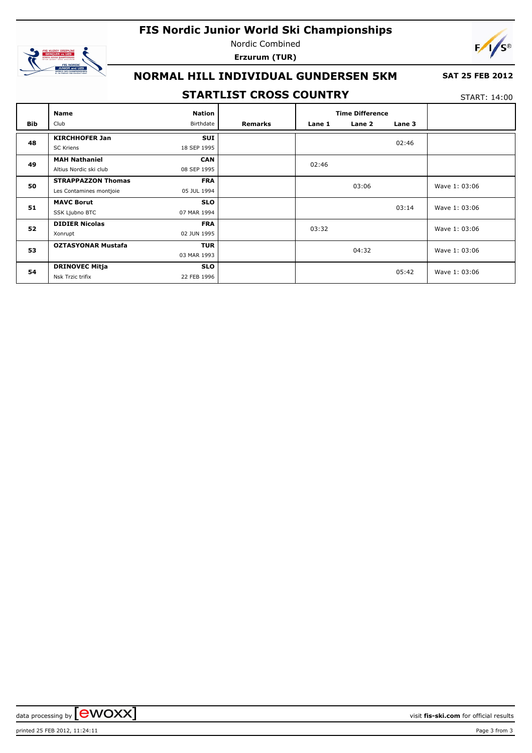# FIS Nordic Junior World Ski Championships

Nordic Combined

**Erzurum (TUR)**

## NORMAL HILL INDIVIDUAL GUNDERSEN 5KM

**SAT 25 FEB 2012**

## STARTLIST CROSS COUNTRY

START: 14:00

| Bib | Name / Club | Nation / Birthdate | Remarks | Time Difference Lane 1 | Time Difference Lane 2 | Time Difference Lane 3 | |
|---|---|---|---|---|---|---|---|
| 48 | **KIRCHHOFER Jan** SC Kriens | **SUI** 18 SEP 1995 | | | | 02:46 | |
| 49 | **MAH Nathaniel** Altius Nordic ski club | **CAN** 08 SEP 1995 | | 02:46 | | | |
| 50 | **STRAPPAZZON Thomas** Les Contamines montjoie | **FRA** 05 JUL 1994 | | | 03:06 | | Wave 1: 03:06 |
| 51 | **MAVC Borut** SSK Ljubno BTC | **SLO** 07 MAR 1994 | | | | 03:14 | Wave 1: 03:06 |
| 52 | **DIDIER Nicolas** Xonrupt | **FRA** 02 JUN 1995 | | 03:32 | | | Wave 1: 03:06 |
| 53 | **OZTASYONAR Mustafa** | **TUR** 03 MAR 1993 | | | 04:32 | | Wave 1: 03:06 |
| 54 | **DRINOVEC Mitja** Nsk Trzic trifix | **SLO** 22 FEB 1996 | | | | 05:42 | Wave 1: 03:06 |

data processing by [ewoxx] visit **fis-ski.com** for official results

printed 25 FEB 2012, 11:24:11